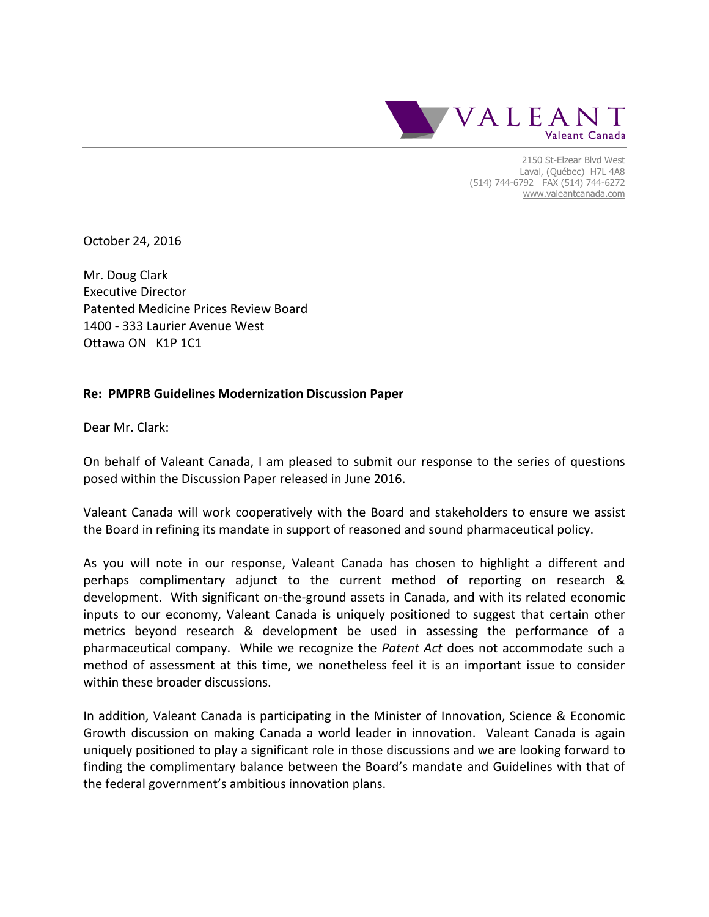VALEANT
Valeant Canada

2150 St-Elzear Blvd West
Laval, (Québec) H7L 4A8
(514) 744-6792 FAX (514) 744-6272
www.valeantcanada.com

October 24, 2016

Mr. Doug Clark
Executive Director
Patented Medicine Prices Review Board
1400 - 333 Laurier Avenue West
Ottawa ON K1P 1C1

**Re: PMPRB Guidelines Modernization Discussion Paper**

Dear Mr. Clark:

On behalf of Valeant Canada, I am pleased to submit our response to the series of questions posed within the Discussion Paper released in June 2016.

Valeant Canada will work cooperatively with the Board and stakeholders to ensure we assist the Board in refining its mandate in support of reasoned and sound pharmaceutical policy.

As you will note in our response, Valeant Canada has chosen to highlight a different and perhaps complimentary adjunct to the current method of reporting on research & development. With significant on-the-ground assets in Canada, and with its related economic inputs to our economy, Valeant Canada is uniquely positioned to suggest that certain other metrics beyond research & development be used in assessing the performance of a pharmaceutical company. While we recognize the *Patent Act* does not accommodate such a method of assessment at this time, we nonetheless feel it is an important issue to consider within these broader discussions.

In addition, Valeant Canada is participating in the Minister of Innovation, Science & Economic Growth discussion on making Canada a world leader in innovation. Valeant Canada is again uniquely positioned to play a significant role in those discussions and we are looking forward to finding the complimentary balance between the Board's mandate and Guidelines with that of the federal government's ambitious innovation plans.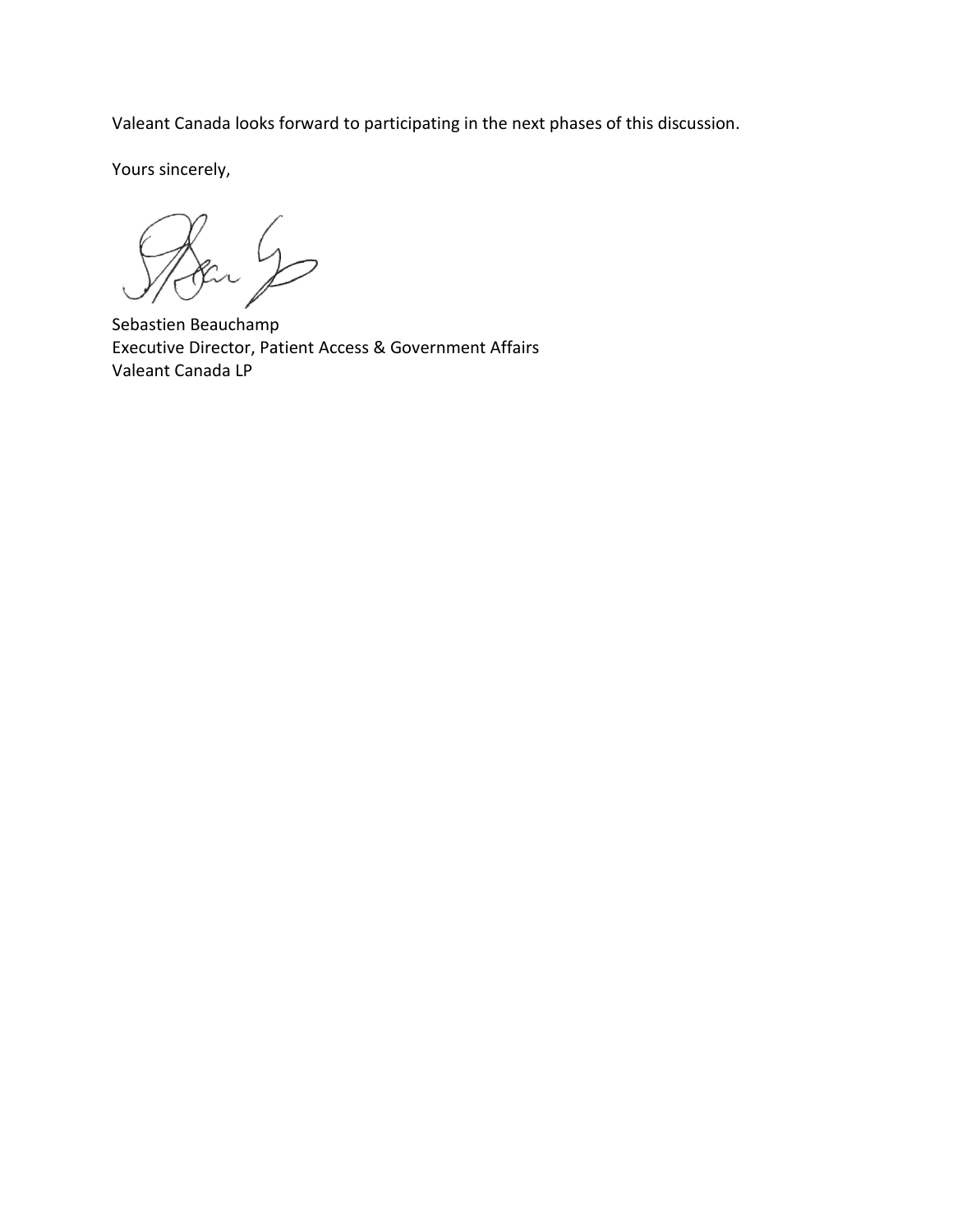Valeant Canada looks forward to participating in the next phases of this discussion.

Yours sincerely,

Sebastien Beauchamp
Executive Director, Patient Access & Government Affairs
Valeant Canada LP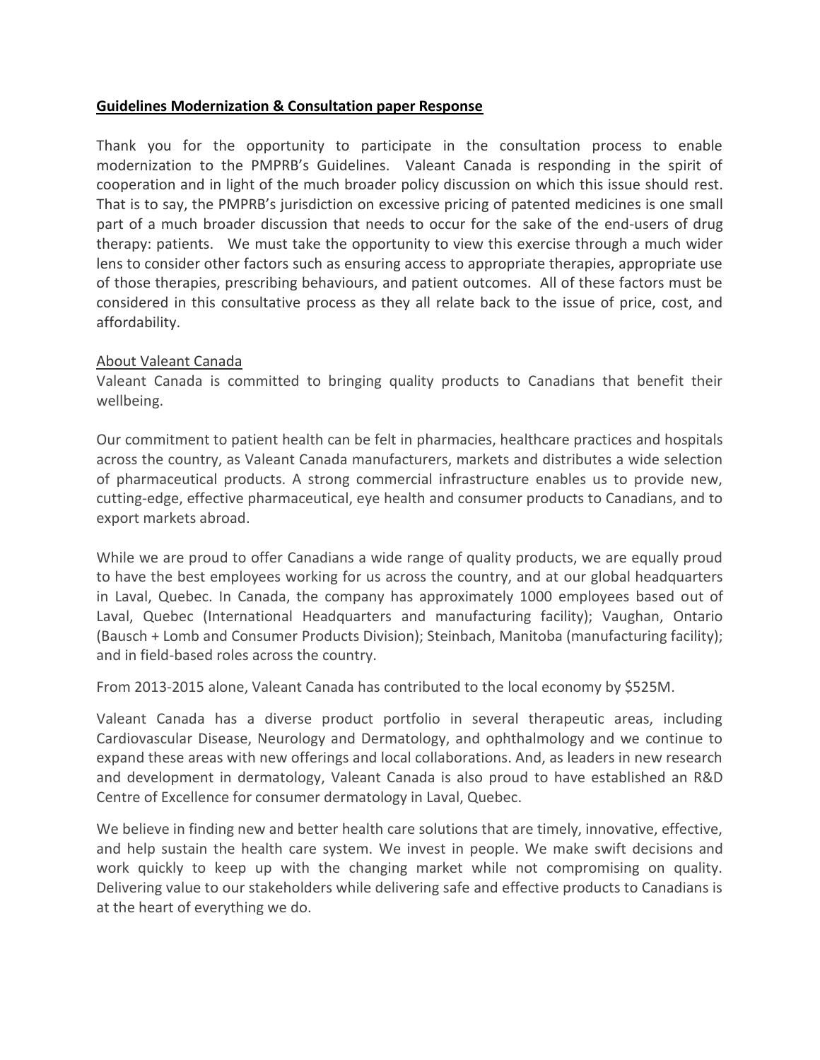**<u>Guidelines Modernization & Consultation paper Response</u>**

Thank you for the opportunity to participate in the consultation process to enable modernization to the PMPRB's Guidelines. Valeant Canada is responding in the spirit of cooperation and in light of the much broader policy discussion on which this issue should rest. That is to say, the PMPRB's jurisdiction on excessive pricing of patented medicines is one small part of a much broader discussion that needs to occur for the sake of the end-users of drug therapy: patients. We must take the opportunity to view this exercise through a much wider lens to consider other factors such as ensuring access to appropriate therapies, appropriate use of those therapies, prescribing behaviours, and patient outcomes. All of these factors must be considered in this consultative process as they all relate back to the issue of price, cost, and affordability.

<u>About Valeant Canada</u>

Valeant Canada is committed to bringing quality products to Canadians that benefit their wellbeing.

Our commitment to patient health can be felt in pharmacies, healthcare practices and hospitals across the country, as Valeant Canada manufacturers, markets and distributes a wide selection of pharmaceutical products. A strong commercial infrastructure enables us to provide new, cutting-edge, effective pharmaceutical, eye health and consumer products to Canadians, and to export markets abroad.

While we are proud to offer Canadians a wide range of quality products, we are equally proud to have the best employees working for us across the country, and at our global headquarters in Laval, Quebec. In Canada, the company has approximately 1000 employees based out of Laval, Quebec (International Headquarters and manufacturing facility); Vaughan, Ontario (Bausch + Lomb and Consumer Products Division); Steinbach, Manitoba (manufacturing facility); and in field-based roles across the country.

From 2013-2015 alone, Valeant Canada has contributed to the local economy by $525M.

Valeant Canada has a diverse product portfolio in several therapeutic areas, including Cardiovascular Disease, Neurology and Dermatology, and ophthalmology and we continue to expand these areas with new offerings and local collaborations. And, as leaders in new research and development in dermatology, Valeant Canada is also proud to have established an R&D Centre of Excellence for consumer dermatology in Laval, Quebec.

We believe in finding new and better health care solutions that are timely, innovative, effective, and help sustain the health care system. We invest in people. We make swift decisions and work quickly to keep up with the changing market while not compromising on quality. Delivering value to our stakeholders while delivering safe and effective products to Canadians is at the heart of everything we do.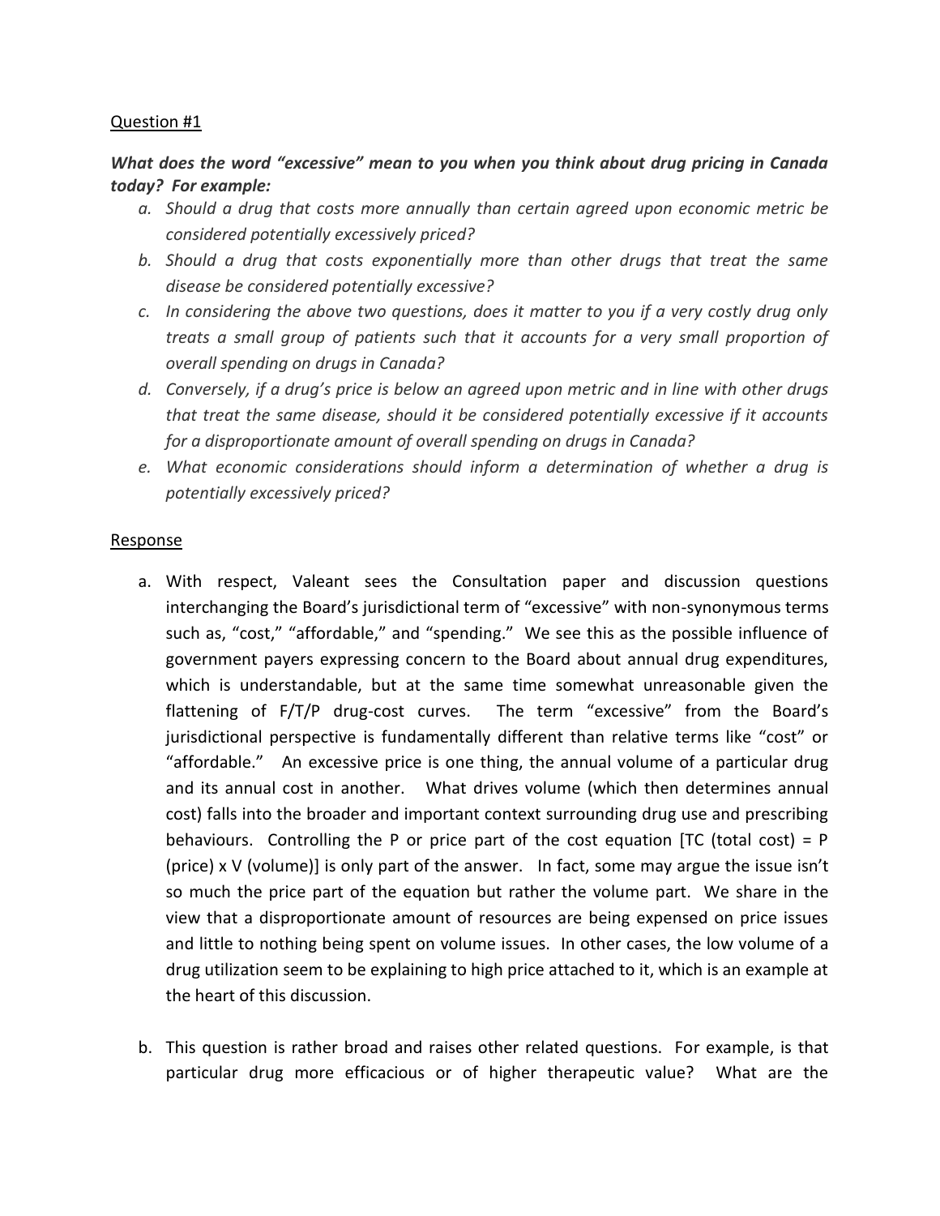Question #1

***What does the word "excessive" mean to you when you think about drug pricing in Canada today? For example:***

a. *Should a drug that costs more annually than certain agreed upon economic metric be considered potentially excessively priced?*
b. *Should a drug that costs exponentially more than other drugs that treat the same disease be considered potentially excessive?*
c. *In considering the above two questions, does it matter to you if a very costly drug only treats a small group of patients such that it accounts for a very small proportion of overall spending on drugs in Canada?*
d. *Conversely, if a drug's price is below an agreed upon metric and in line with other drugs that treat the same disease, should it be considered potentially excessive if it accounts for a disproportionate amount of overall spending on drugs in Canada?*
e. *What economic considerations should inform a determination of whether a drug is potentially excessively priced?*

Response

a. With respect, Valeant sees the Consultation paper and discussion questions interchanging the Board's jurisdictional term of "excessive" with non-synonymous terms such as, "cost," "affordable," and "spending." We see this as the possible influence of government payers expressing concern to the Board about annual drug expenditures, which is understandable, but at the same time somewhat unreasonable given the flattening of F/T/P drug-cost curves. The term "excessive" from the Board's jurisdictional perspective is fundamentally different than relative terms like "cost" or "affordable." An excessive price is one thing, the annual volume of a particular drug and its annual cost in another. What drives volume (which then determines annual cost) falls into the broader and important context surrounding drug use and prescribing behaviours. Controlling the P or price part of the cost equation [TC (total cost) = P (price) x V (volume)] is only part of the answer. In fact, some may argue the issue isn't so much the price part of the equation but rather the volume part. We share in the view that a disproportionate amount of resources are being expensed on price issues and little to nothing being spent on volume issues. In other cases, the low volume of a drug utilization seem to be explaining to high price attached to it, which is an example at the heart of this discussion.

b. This question is rather broad and raises other related questions. For example, is that particular drug more efficacious or of higher therapeutic value? What are the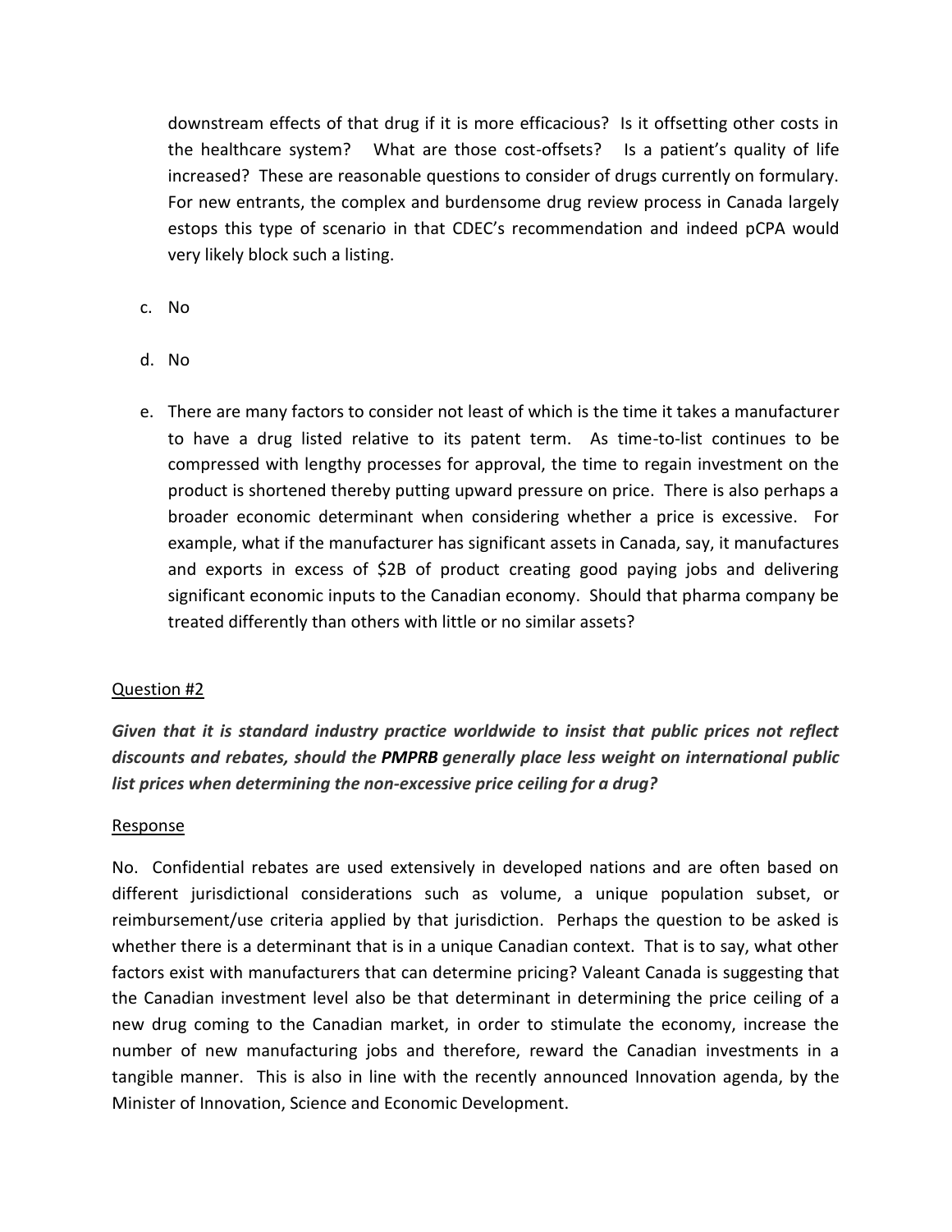downstream effects of that drug if it is more efficacious? Is it offsetting other costs in the healthcare system? What are those cost-offsets? Is a patient's quality of life increased? These are reasonable questions to consider of drugs currently on formulary. For new entrants, the complex and burdensome drug review process in Canada largely estops this type of scenario in that CDEC's recommendation and indeed pCPA would very likely block such a listing.

c. No

d. No

e. There are many factors to consider not least of which is the time it takes a manufacturer to have a drug listed relative to its patent term. As time-to-list continues to be compressed with lengthy processes for approval, the time to regain investment on the product is shortened thereby putting upward pressure on price. There is also perhaps a broader economic determinant when considering whether a price is excessive. For example, what if the manufacturer has significant assets in Canada, say, it manufactures and exports in excess of $2B of product creating good paying jobs and delivering significant economic inputs to the Canadian economy. Should that pharma company be treated differently than others with little or no similar assets?

<u>Question #2</u>

***Given that it is standard industry practice worldwide to insist that public prices not reflect discounts and rebates, should the PMPRB generally place less weight on international public list prices when determining the non-excessive price ceiling for a drug?***

<u>Response</u>

No. Confidential rebates are used extensively in developed nations and are often based on different jurisdictional considerations such as volume, a unique population subset, or reimbursement/use criteria applied by that jurisdiction. Perhaps the question to be asked is whether there is a determinant that is in a unique Canadian context. That is to say, what other factors exist with manufacturers that can determine pricing? Valeant Canada is suggesting that the Canadian investment level also be that determinant in determining the price ceiling of a new drug coming to the Canadian market, in order to stimulate the economy, increase the number of new manufacturing jobs and therefore, reward the Canadian investments in a tangible manner. This is also in line with the recently announced Innovation agenda, by the Minister of Innovation, Science and Economic Development.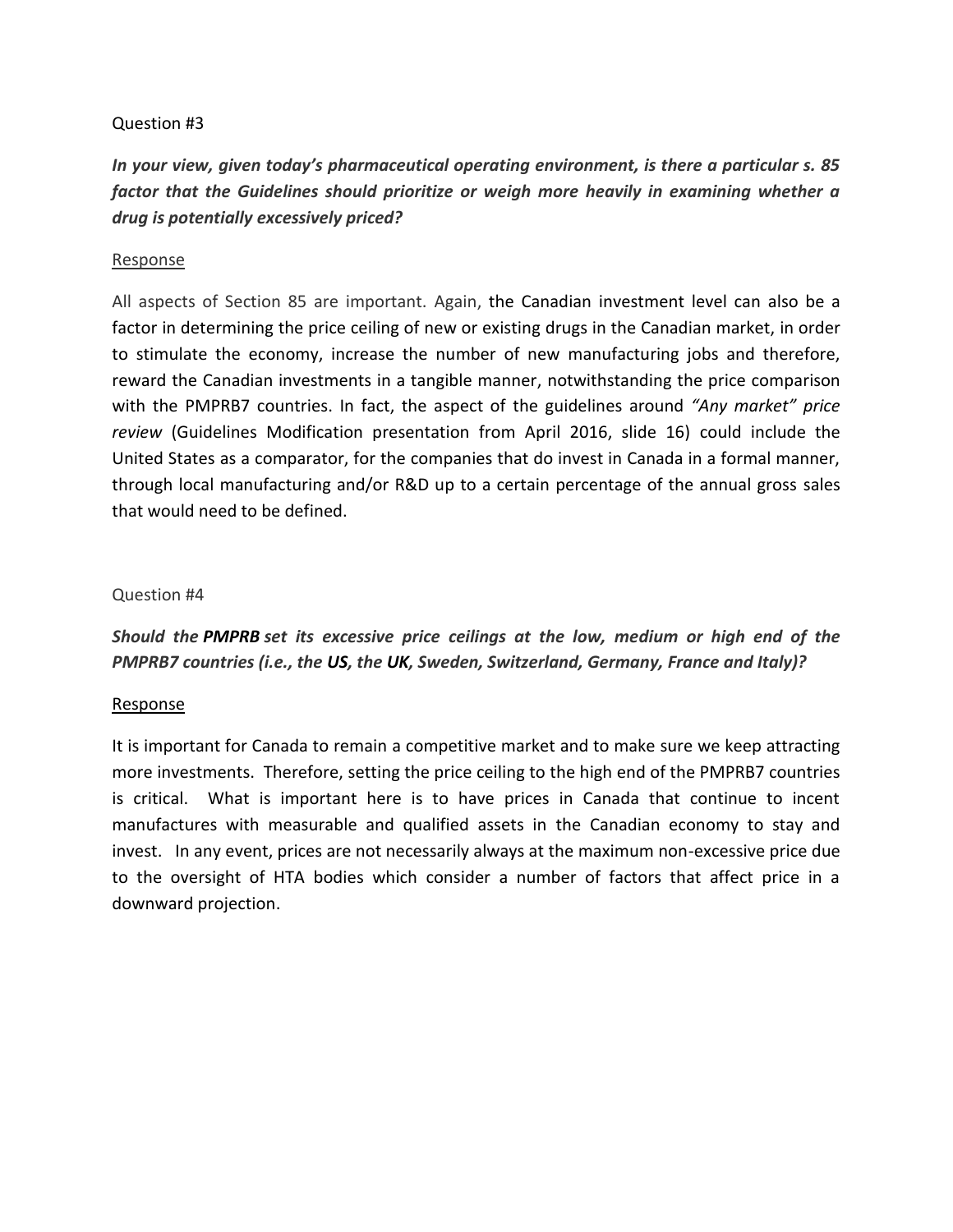Question #3

***In your view, given today's pharmaceutical operating environment, is there a particular s. 85 factor that the Guidelines should prioritize or weigh more heavily in examining whether a drug is potentially excessively priced?***

Response

All aspects of Section 85 are important. Again, the Canadian investment level can also be a factor in determining the price ceiling of new or existing drugs in the Canadian market, in order to stimulate the economy, increase the number of new manufacturing jobs and therefore, reward the Canadian investments in a tangible manner, notwithstanding the price comparison with the PMPRB7 countries. In fact, the aspect of the guidelines around *"Any market" price review* (Guidelines Modification presentation from April 2016, slide 16) could include the United States as a comparator, for the companies that do invest in Canada in a formal manner, through local manufacturing and/or R&D up to a certain percentage of the annual gross sales that would need to be defined.

Question #4

***Should the PMPRB set its excessive price ceilings at the low, medium or high end of the PMPRB7 countries (i.e., the US, the UK, Sweden, Switzerland, Germany, France and Italy)?***

Response

It is important for Canada to remain a competitive market and to make sure we keep attracting more investments. Therefore, setting the price ceiling to the high end of the PMPRB7 countries is critical. What is important here is to have prices in Canada that continue to incent manufactures with measurable and qualified assets in the Canadian economy to stay and invest. In any event, prices are not necessarily always at the maximum non-excessive price due to the oversight of HTA bodies which consider a number of factors that affect price in a downward projection.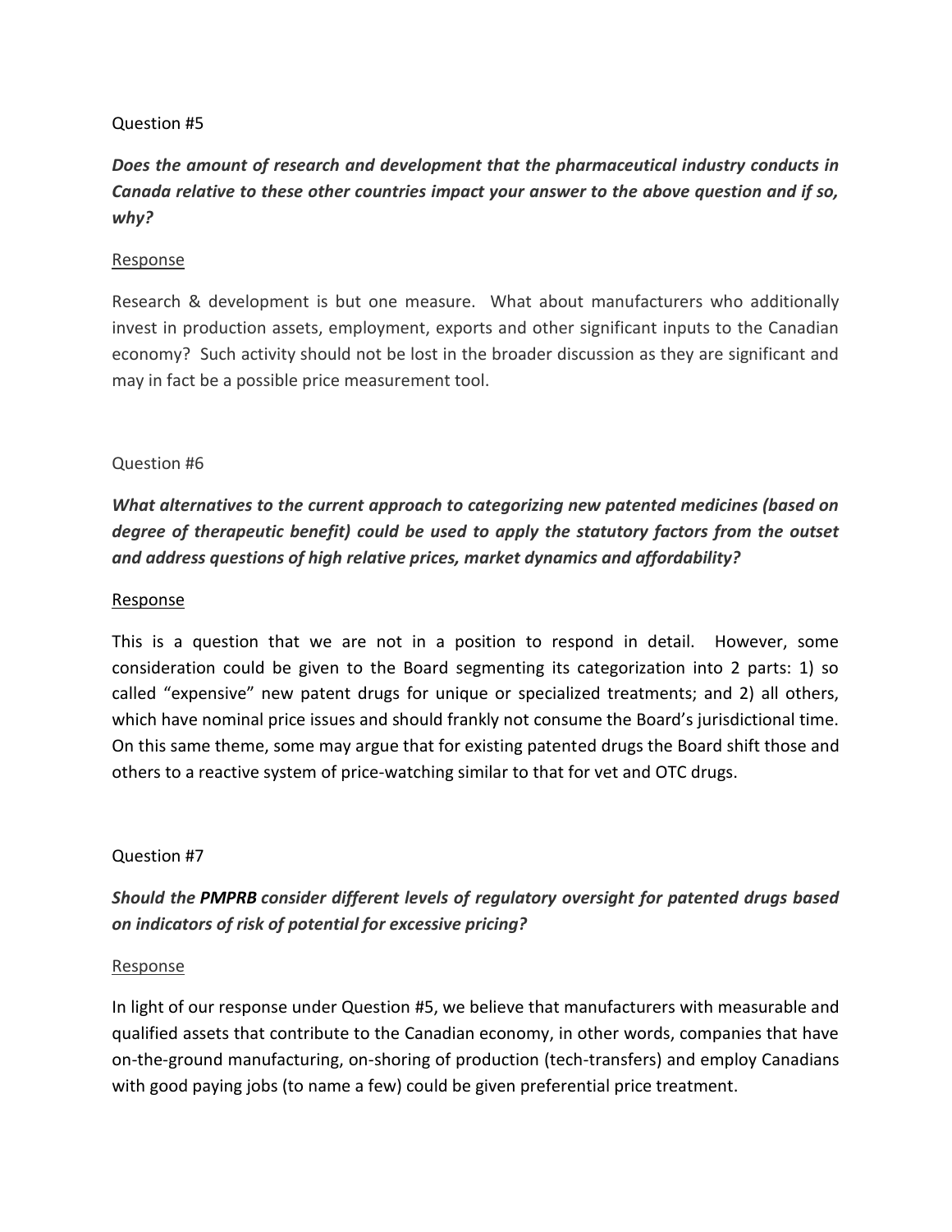Question #5

***Does the amount of research and development that the pharmaceutical industry conducts in Canada relative to these other countries impact your answer to the above question and if so, why?***

Response

Research & development is but one measure. What about manufacturers who additionally invest in production assets, employment, exports and other significant inputs to the Canadian economy? Such activity should not be lost in the broader discussion as they are significant and may in fact be a possible price measurement tool.

Question #6

***What alternatives to the current approach to categorizing new patented medicines (based on degree of therapeutic benefit) could be used to apply the statutory factors from the outset and address questions of high relative prices, market dynamics and affordability?***

Response

This is a question that we are not in a position to respond in detail. However, some consideration could be given to the Board segmenting its categorization into 2 parts: 1) so called "expensive" new patent drugs for unique or specialized treatments; and 2) all others, which have nominal price issues and should frankly not consume the Board's jurisdictional time. On this same theme, some may argue that for existing patented drugs the Board shift those and others to a reactive system of price-watching similar to that for vet and OTC drugs.

Question #7

***Should the PMPRB consider different levels of regulatory oversight for patented drugs based on indicators of risk of potential for excessive pricing?***

Response

In light of our response under Question #5, we believe that manufacturers with measurable and qualified assets that contribute to the Canadian economy, in other words, companies that have on-the-ground manufacturing, on-shoring of production (tech-transfers) and employ Canadians with good paying jobs (to name a few) could be given preferential price treatment.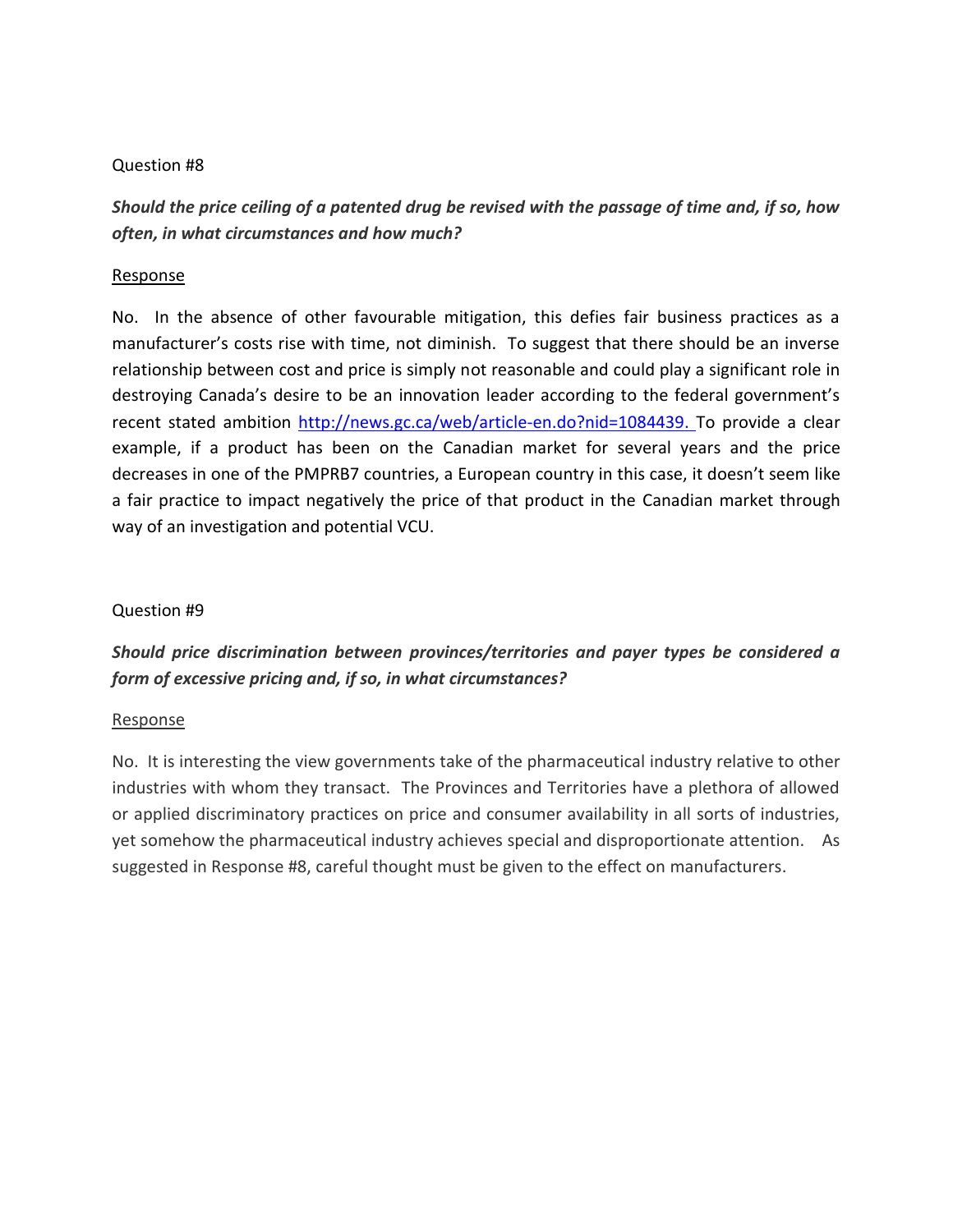Question #8

***Should the price ceiling of a patented drug be revised with the passage of time and, if so, how often, in what circumstances and how much?***

<u>Response</u>

No. In the absence of other favourable mitigation, this defies fair business practices as a manufacturer's costs rise with time, not diminish. To suggest that there should be an inverse relationship between cost and price is simply not reasonable and could play a significant role in destroying Canada's desire to be an innovation leader according to the federal government's recent stated ambition http://news.gc.ca/web/article-en.do?nid=1084439. To provide a clear example, if a product has been on the Canadian market for several years and the price decreases in one of the PMPRB7 countries, a European country in this case, it doesn't seem like a fair practice to impact negatively the price of that product in the Canadian market through way of an investigation and potential VCU.

Question #9

***Should price discrimination between provinces/territories and payer types be considered a form of excessive pricing and, if so, in what circumstances?***

<u>Response</u>

No. It is interesting the view governments take of the pharmaceutical industry relative to other industries with whom they transact. The Provinces and Territories have a plethora of allowed or applied discriminatory practices on price and consumer availability in all sorts of industries, yet somehow the pharmaceutical industry achieves special and disproportionate attention. As suggested in Response #8, careful thought must be given to the effect on manufacturers.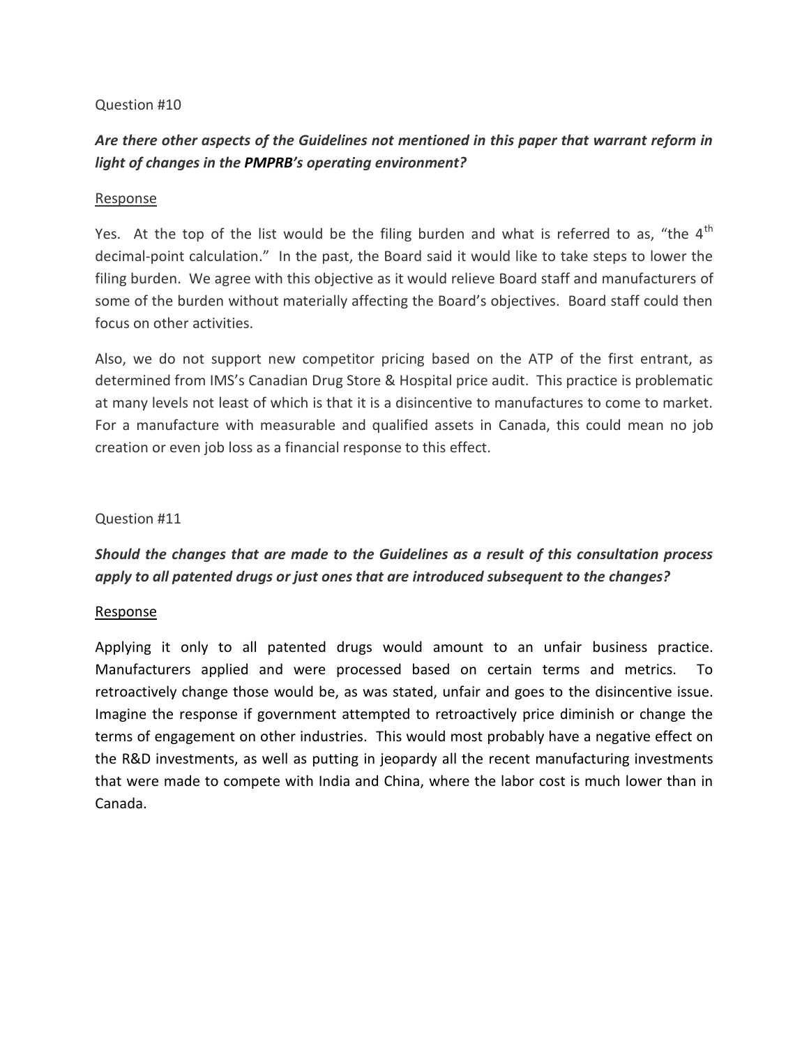Question #10

***Are there other aspects of the Guidelines not mentioned in this paper that warrant reform in light of changes in the PMPRB's operating environment?***

Response

Yes. At the top of the list would be the filing burden and what is referred to as, "the 4th decimal-point calculation." In the past, the Board said it would like to take steps to lower the filing burden. We agree with this objective as it would relieve Board staff and manufacturers of some of the burden without materially affecting the Board's objectives. Board staff could then focus on other activities.

Also, we do not support new competitor pricing based on the ATP of the first entrant, as determined from IMS's Canadian Drug Store & Hospital price audit. This practice is problematic at many levels not least of which is that it is a disincentive to manufactures to come to market. For a manufacture with measurable and qualified assets in Canada, this could mean no job creation or even job loss as a financial response to this effect.

Question #11

***Should the changes that are made to the Guidelines as a result of this consultation process apply to all patented drugs or just ones that are introduced subsequent to the changes?***

Response

Applying it only to all patented drugs would amount to an unfair business practice. Manufacturers applied and were processed based on certain terms and metrics. To retroactively change those would be, as was stated, unfair and goes to the disincentive issue. Imagine the response if government attempted to retroactively price diminish or change the terms of engagement on other industries. This would most probably have a negative effect on the R&D investments, as well as putting in jeopardy all the recent manufacturing investments that were made to compete with India and China, where the labor cost is much lower than in Canada.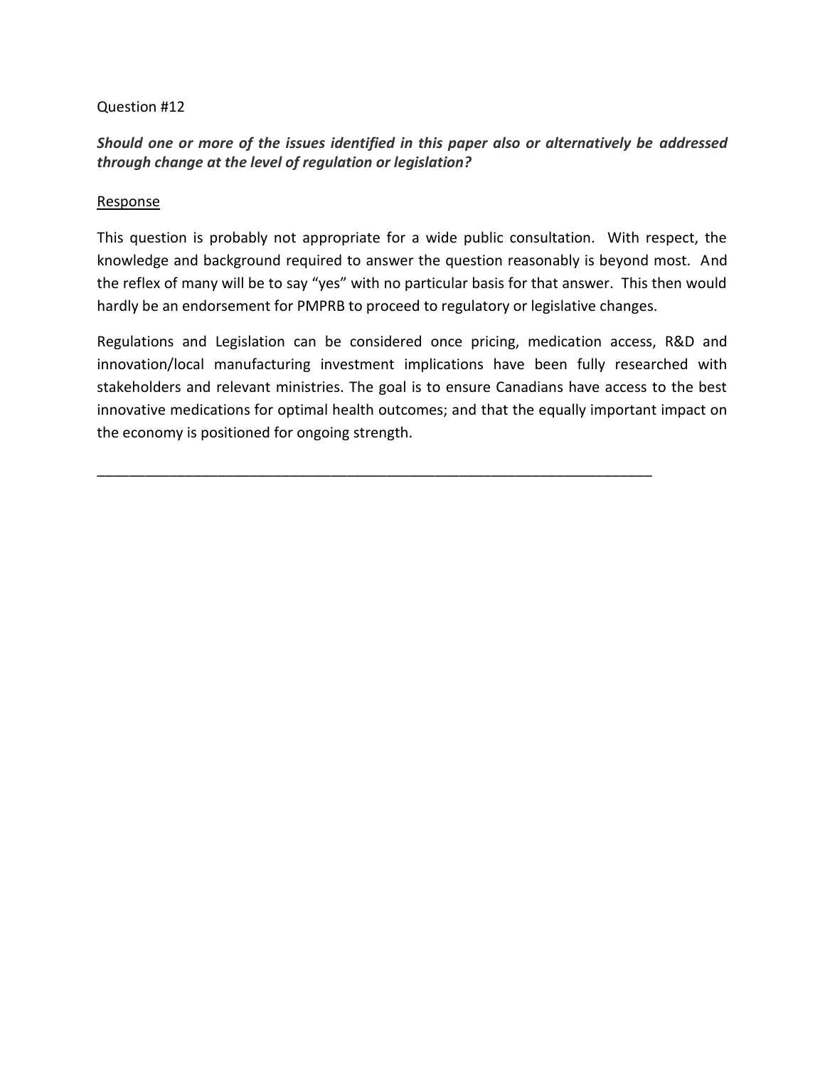Question #12

***Should one or more of the issues identified in this paper also or alternatively be addressed through change at the level of regulation or legislation?***

Response

This question is probably not appropriate for a wide public consultation. With respect, the knowledge and background required to answer the question reasonably is beyond most. And the reflex of many will be to say "yes" with no particular basis for that answer. This then would hardly be an endorsement for PMPRB to proceed to regulatory or legislative changes.

Regulations and Legislation can be considered once pricing, medication access, R&D and innovation/local manufacturing investment implications have been fully researched with stakeholders and relevant ministries. The goal is to ensure Canadians have access to the best innovative medications for optimal health outcomes; and that the equally important impact on the economy is positioned for ongoing strength.

---